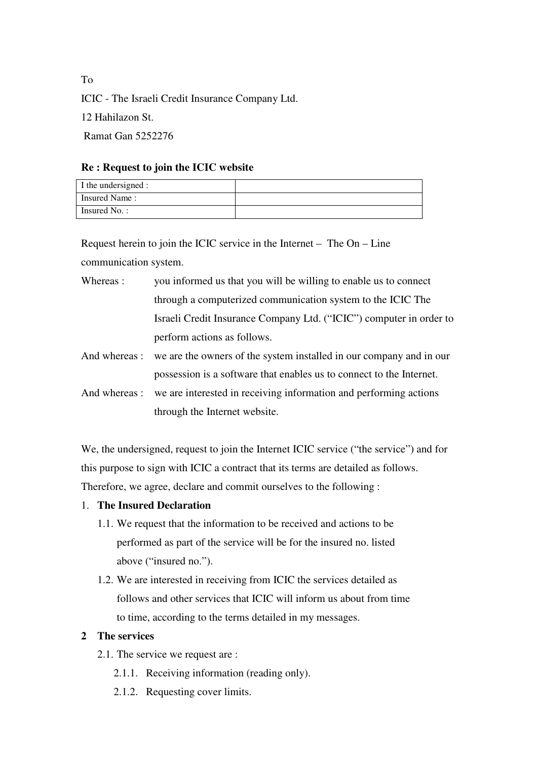To

ICIC - The Israeli Credit Insurance Company Ltd.

12 Hahilazon St.

Ramat Gan 5252276

**Re : Request to join the ICIC website**

| I the undersigned : | |
|---|---|
| Insured Name : | |
| Insured No. : | |

Request herein to join the ICIC service in the Internet – The On – Line communication system.

Whereas : you informed us that you will be willing to enable us to connect through a computerized communication system to the ICIC The Israeli Credit Insurance Company Ltd. ("ICIC") computer in order to perform actions as follows.

And whereas : we are the owners of the system installed in our company and in our possession is a software that enables us to connect to the Internet.

And whereas : we are interested in receiving information and performing actions through the Internet website.

We, the undersigned, request to join the Internet ICIC service ("the service") and for this purpose to sign with ICIC a contract that its terms are detailed as follows. Therefore, we agree, declare and commit ourselves to the following :

1. **The Insured Declaration**
   - 1.1. We request that the information to be received and actions to be performed as part of the service will be for the insured no. listed above ("insured no.").
   - 1.2. We are interested in receiving from ICIC the services detailed as follows and other services that ICIC will inform us about from time to time, according to the terms detailed in my messages.

2. **The services**
   - 2.1. The service we request are :
     - 2.1.1. Receiving information (reading only).
     - 2.1.2. Requesting cover limits.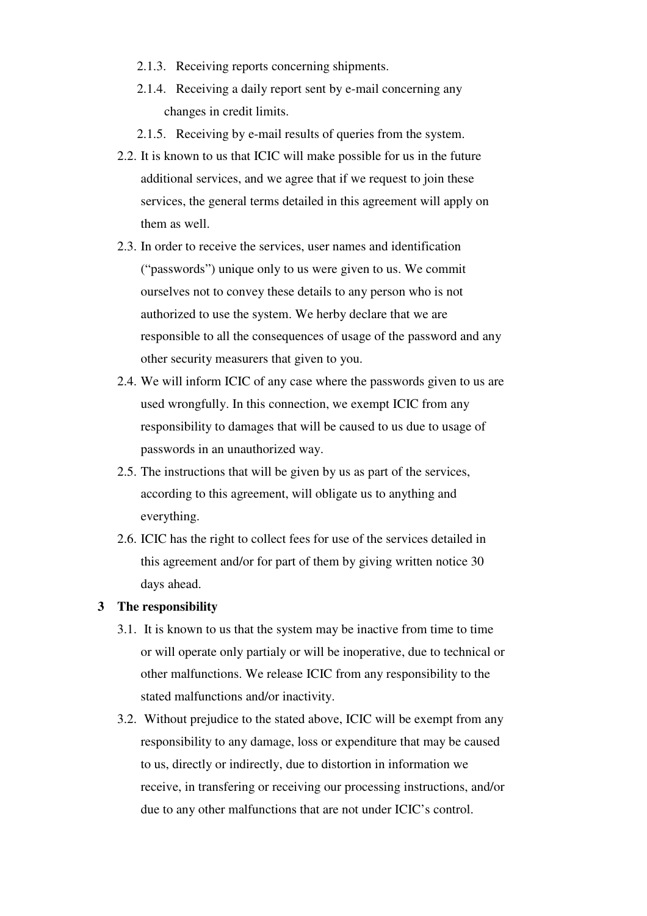- 2.1.3. Receiving reports concerning shipments.
- 2.1.4. Receiving a daily report sent by e-mail concerning any changes in credit limits.
- 2.1.5. Receiving by e-mail results of queries from the system.

2.2. It is known to us that ICIC will make possible for us in the future additional services, and we agree that if we request to join these services, the general terms detailed in this agreement will apply on them as well.

2.3. In order to receive the services, user names and identification ("passwords") unique only to us were given to us. We commit ourselves not to convey these details to any person who is not authorized to use the system. We herby declare that we are responsible to all the consequences of usage of the password and any other security measurers that given to you.

2.4. We will inform ICIC of any case where the passwords given to us are used wrongfully. In this connection, we exempt ICIC from any responsibility to damages that will be caused to us due to usage of passwords in an unauthorized way.

2.5. The instructions that will be given by us as part of the services, according to this agreement, will obligate us to anything and everything.

2.6. ICIC has the right to collect fees for use of the services detailed in this agreement and/or for part of them by giving written notice 30 days ahead.

## 3 The responsibility

3.1. It is known to us that the system may be inactive from time to time or will operate only partialy or will be inoperative, due to technical or other malfunctions. We release ICIC from any responsibility to the stated malfunctions and/or inactivity.

3.2. Without prejudice to the stated above, ICIC will be exempt from any responsibility to any damage, loss or expenditure that may be caused to us, directly or indirectly, due to distortion in information we receive, in transfering or receiving our processing instructions, and/or due to any other malfunctions that are not under ICIC's control.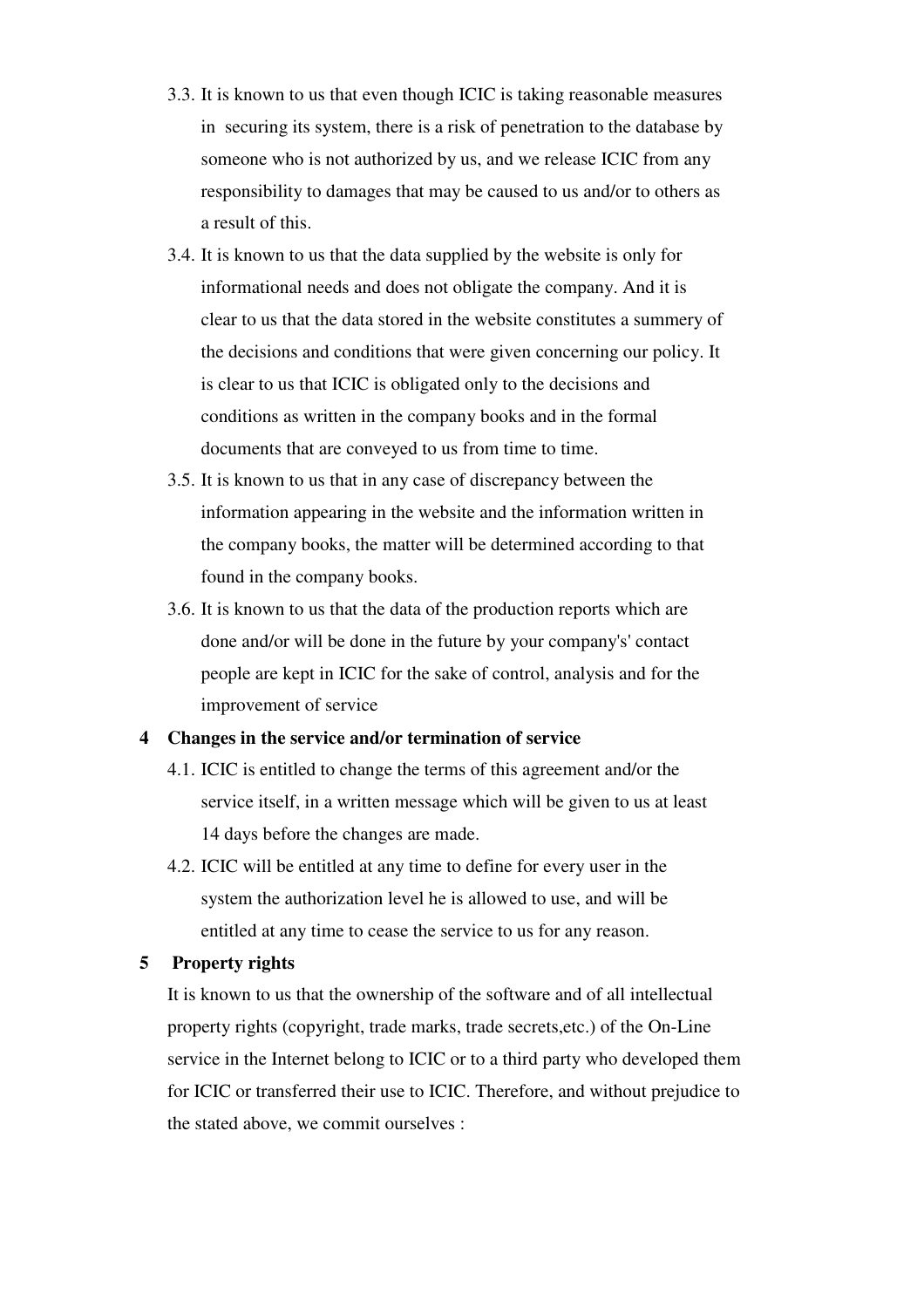3.3. It is known to us that even though ICIC is taking reasonable measures in securing its system, there is a risk of penetration to the database by someone who is not authorized by us, and we release ICIC from any responsibility to damages that may be caused to us and/or to others as a result of this.

3.4. It is known to us that the data supplied by the website is only for informational needs and does not obligate the company. And it is clear to us that the data stored in the website constitutes a summery of the decisions and conditions that were given concerning our policy. It is clear to us that ICIC is obligated only to the decisions and conditions as written in the company books and in the formal documents that are conveyed to us from time to time.

3.5. It is known to us that in any case of discrepancy between the information appearing in the website and the information written in the company books, the matter will be determined according to that found in the company books.

3.6. It is known to us that the data of the production reports which are done and/or will be done in the future by your company's' contact people are kept in ICIC for the sake of control, analysis and for the improvement of service

**4 Changes in the service and/or termination of service**

4.1. ICIC is entitled to change the terms of this agreement and/or the service itself, in a written message which will be given to us at least 14 days before the changes are made.

4.2. ICIC will be entitled at any time to define for every user in the system the authorization level he is allowed to use, and will be entitled at any time to cease the service to us for any reason.

**5 Property rights**

It is known to us that the ownership of the software and of all intellectual property rights (copyright, trade marks, trade secrets,etc.) of the On-Line service in the Internet belong to ICIC or to a third party who developed them for ICIC or transferred their use to ICIC. Therefore, and without prejudice to the stated above, we commit ourselves :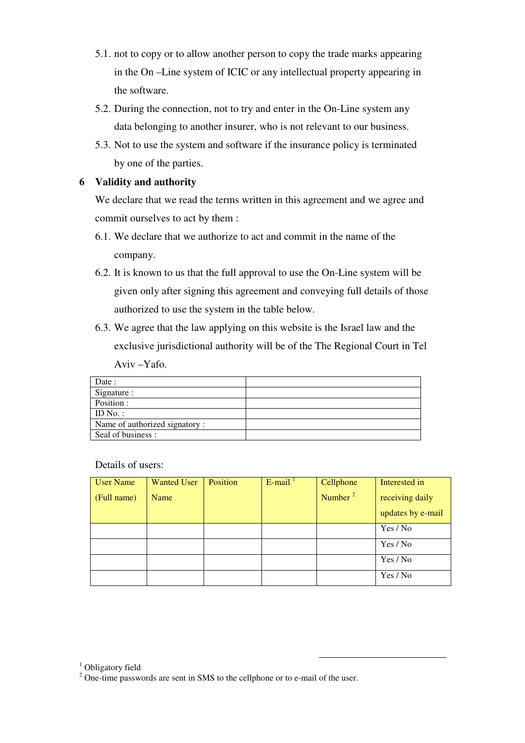5.1. not to copy or to allow another person to copy the trade marks appearing in the On –Line system of ICIC or any intellectual property appearing in the software.

5.2. During the connection, not to try and enter in the On-Line system any data belonging to another insurer, who is not relevant to our business.

5.3. Not to use the system and software if the insurance policy is terminated by one of the parties.

## 6 Validity and authority

We declare that we read the terms written in this agreement and we agree and commit ourselves to act by them :

6.1. We declare that we authorize to act and commit in the name of the company.

6.2. It is known to us that the full approval to use the On-Line system will be given only after signing this agreement and conveying full details of those authorized to use the system in the table below.

6.3. We agree that the law applying on this website is the Israel law and the exclusive jurisdictional authority will be of the The Regional Court in Tel Aviv –Yafo.

| | |
|---|---|
| Date : | |
| Signature : | |
| Position : | |
| ID No. : | |
| Name of authorized signatory : | |
| Seal of business : | |

Details of users:

| User Name (Full name) | Wanted User Name | Position | E-mail [1] | Cellphone Number [2] | Interested in receiving daily updates by e-mail |
|---|---|---|---|---|---|
| | | | | | Yes / No |
| | | | | | Yes / No |
| | | | | | Yes / No |
| | | | | | Yes / No |

[1] Obligatory field

[2] One-time passwords are sent in SMS to the cellphone or to e-mail of the user.